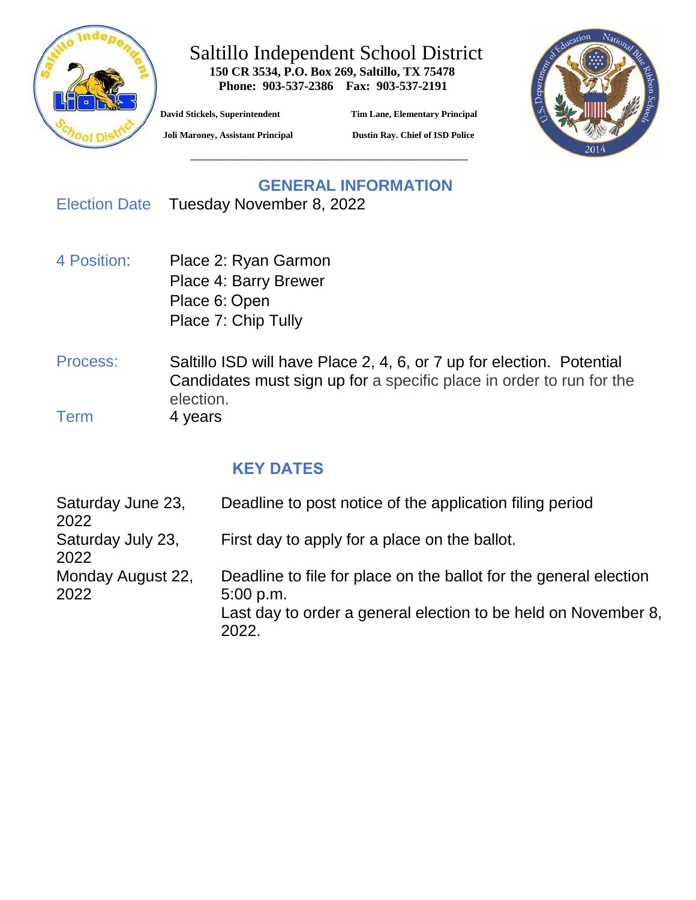# Saltillo Independent School District

**150 CR 3534, P.O. Box 269, Saltillo, TX 75478**
**Phone: 903-537-2386 Fax: 903-537-2191**

**David Stickels, Superintendent**
**Tim Lane, Elementary Principal**
**Joli Maroney, Assistant Principal**
**Dustin Ray. Chief of ISD Police**

## GENERAL INFORMATION

Election Date Tuesday November 8, 2022

4 Position:
- Place 2: Ryan Garmon
- Place 4: Barry Brewer
- Place 6: Open
- Place 7: Chip Tully

Process: Saltillo ISD will have Place 2, 4, 6, or 7 up for election. Potential Candidates must sign up for a specific place in order to run for the election.

Term 4 years

## KEY DATES

| | |
|---|---|
| Saturday June 23, 2022 | Deadline to post notice of the application filing period |
| Saturday July 23, 2022 | First day to apply for a place on the ballot. |
| Monday August 22, 2022 | Deadline to file for place on the ballot for the general election 5:00 p.m.<br>Last day to order a general election to be held on November 8, 2022. |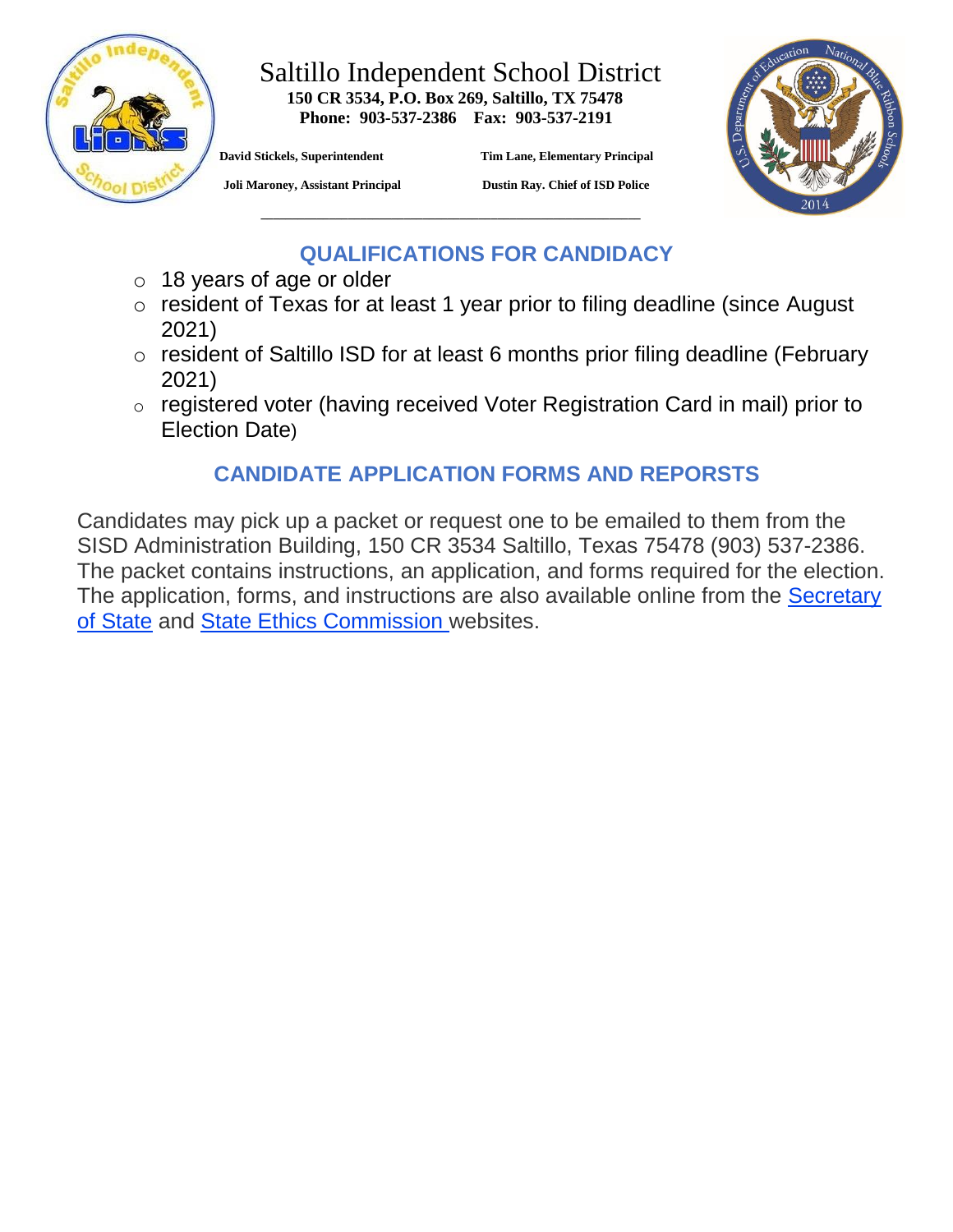Saltillo Independent School District

**150 CR 3534, P.O. Box 269, Saltillo, TX 75478**

**Phone: 903-537-2386 Fax: 903-537-2191**

**David Stickels, Superintendent** **Tim Lane, Elementary Principal**

**Joli Maroney, Assistant Principal** **Dustin Ray. Chief of ISD Police**

## QUALIFICATIONS FOR CANDIDACY

- 18 years of age or older
- resident of Texas for at least 1 year prior to filing deadline (since August 2021)
- resident of Saltillo ISD for at least 6 months prior filing deadline (February 2021)
- registered voter (having received Voter Registration Card in mail) prior to Election Date)

## CANDIDATE APPLICATION FORMS AND REPORSTS

Candidates may pick up a packet or request one to be emailed to them from the SISD Administration Building, 150 CR 3534 Saltillo, Texas 75478 (903) 537-2386. The packet contains instructions, an application, and forms required for the election. The application, forms, and instructions are also available online from the Secretary of State and State Ethics Commission websites.